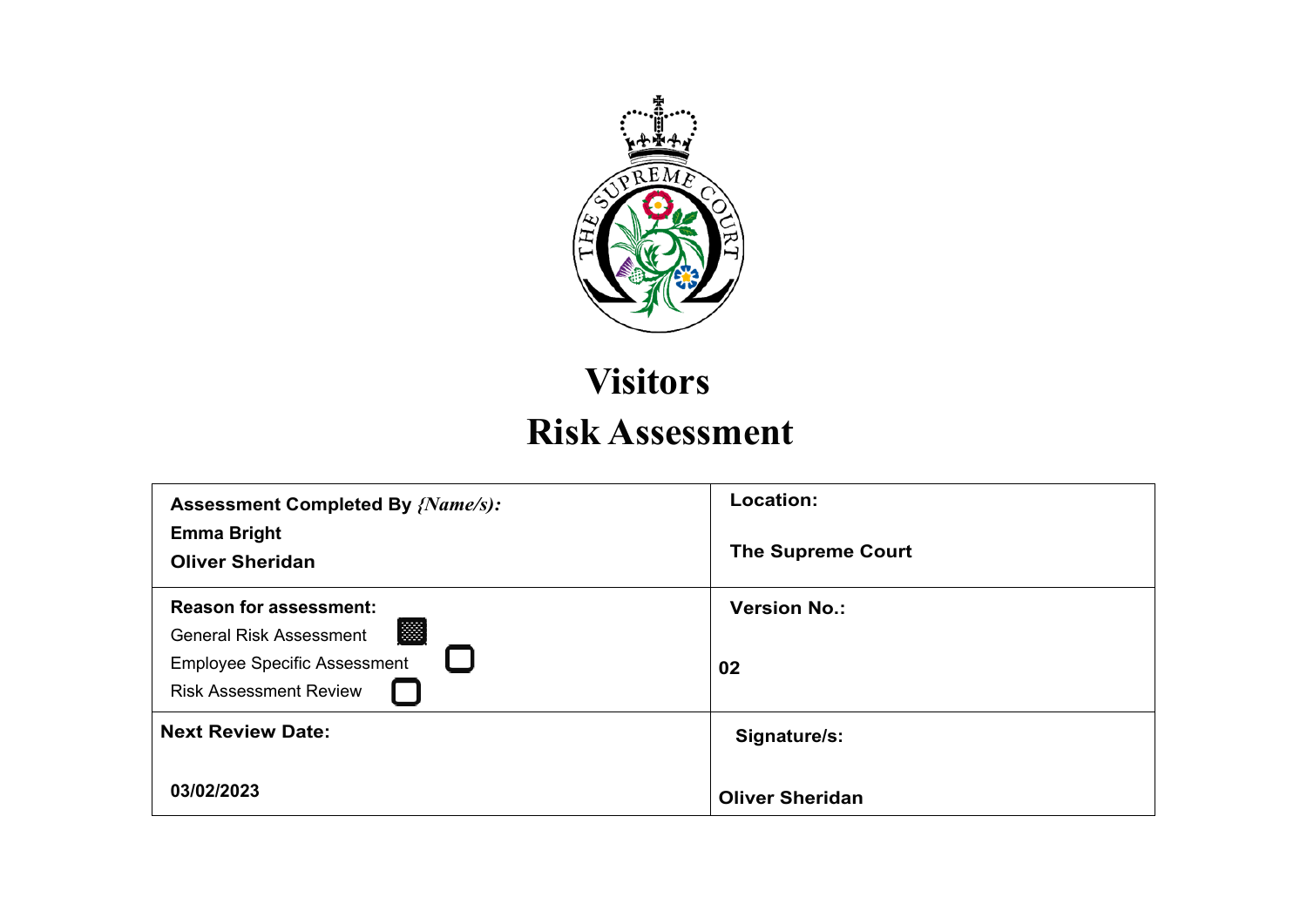# Visitors

# Risk Assessment

| **Assessment Completed By** ***{Name/s):*** <br> **Emma Bright** <br> **Oliver Sheridan** | **Location:** <br><br> **The Supreme Court** |
|---|---|
| **Reason for assessment:** <br> General Risk Assessment ☒ <br> Employee Specific Assessment ☐ <br> Risk Assessment Review ☐ | **Version No.:** <br><br> **02** |
| **Next Review Date:** <br><br> **03/02/2023** | **Signature/s:** <br><br> **Oliver Sheridan** |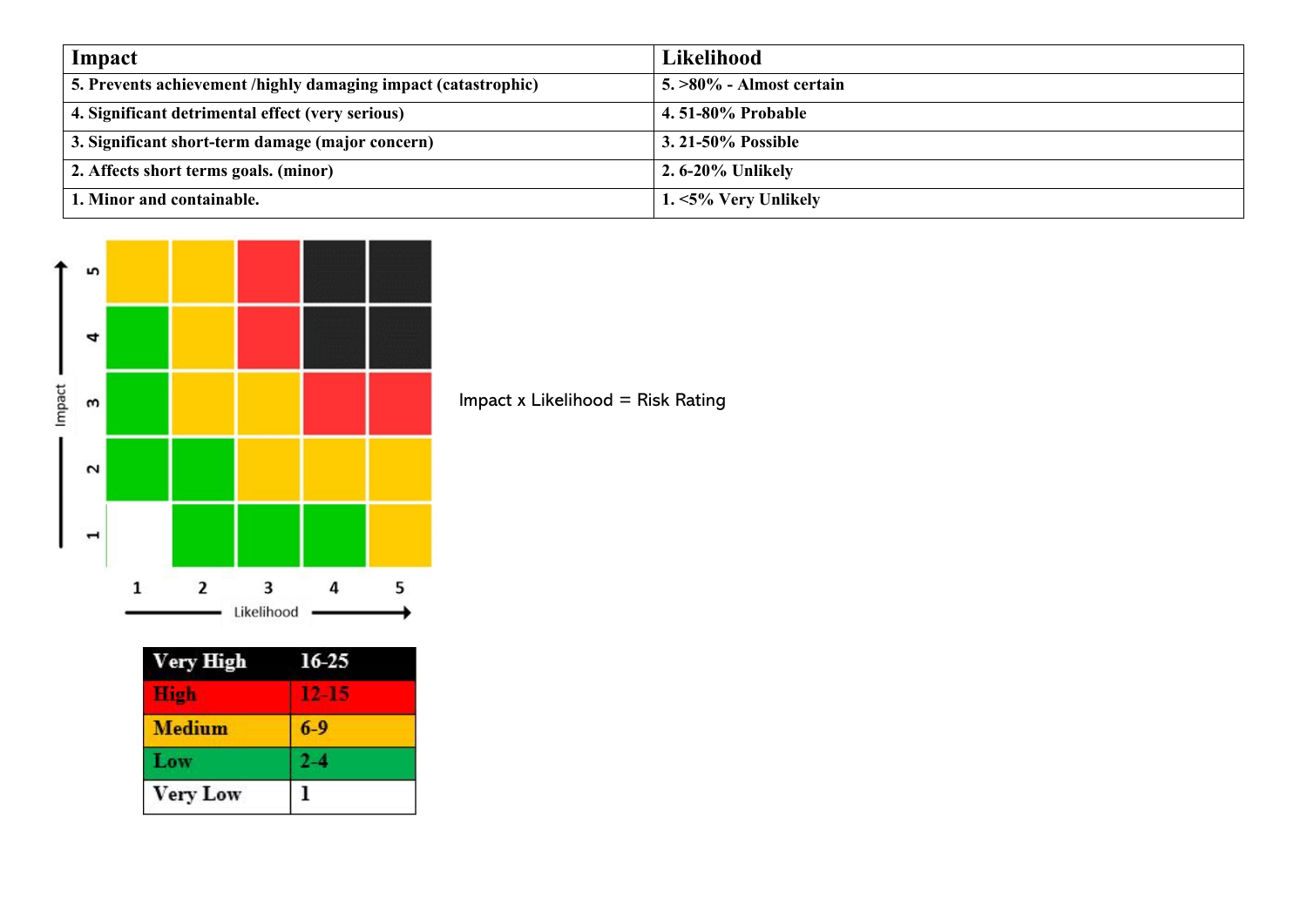| Impact | Likelihood |
|---|---|
| 5. Prevents achievement /highly damaging impact (catastrophic) | 5. >80% - Almost certain |
| 4. Significant detrimental effect (very serious) | 4. 51-80% Probable |
| 3. Significant short-term damage (major concern) | 3. 21-50% Possible |
| 2. Affects short terms goals. (minor) | 2. 6-20% Unlikely |
| 1. Minor and containable. | 1. <5% Very Unlikely |

| Impact \ Likelihood | 1 | 2 | 3 | 4 | 5 |
|---|---|---|---|---|---|
| 5 | Medium | Medium | High | Very High | Very High |
| 4 | Low | Medium | High | Very High | Very High |
| 3 | Low | Medium | Medium | High | High |
| 2 | Low | Low | Medium | Medium | Medium |
| 1 | Very Low | Low | Low | Low | Medium |

Impact x Likelihood = Risk Rating

| Rating | Score |
|---|---|
| Very High | 16-25 |
| High | 12-15 |
| Medium | 6-9 |
| Low | 2-4 |
| Very Low | 1 |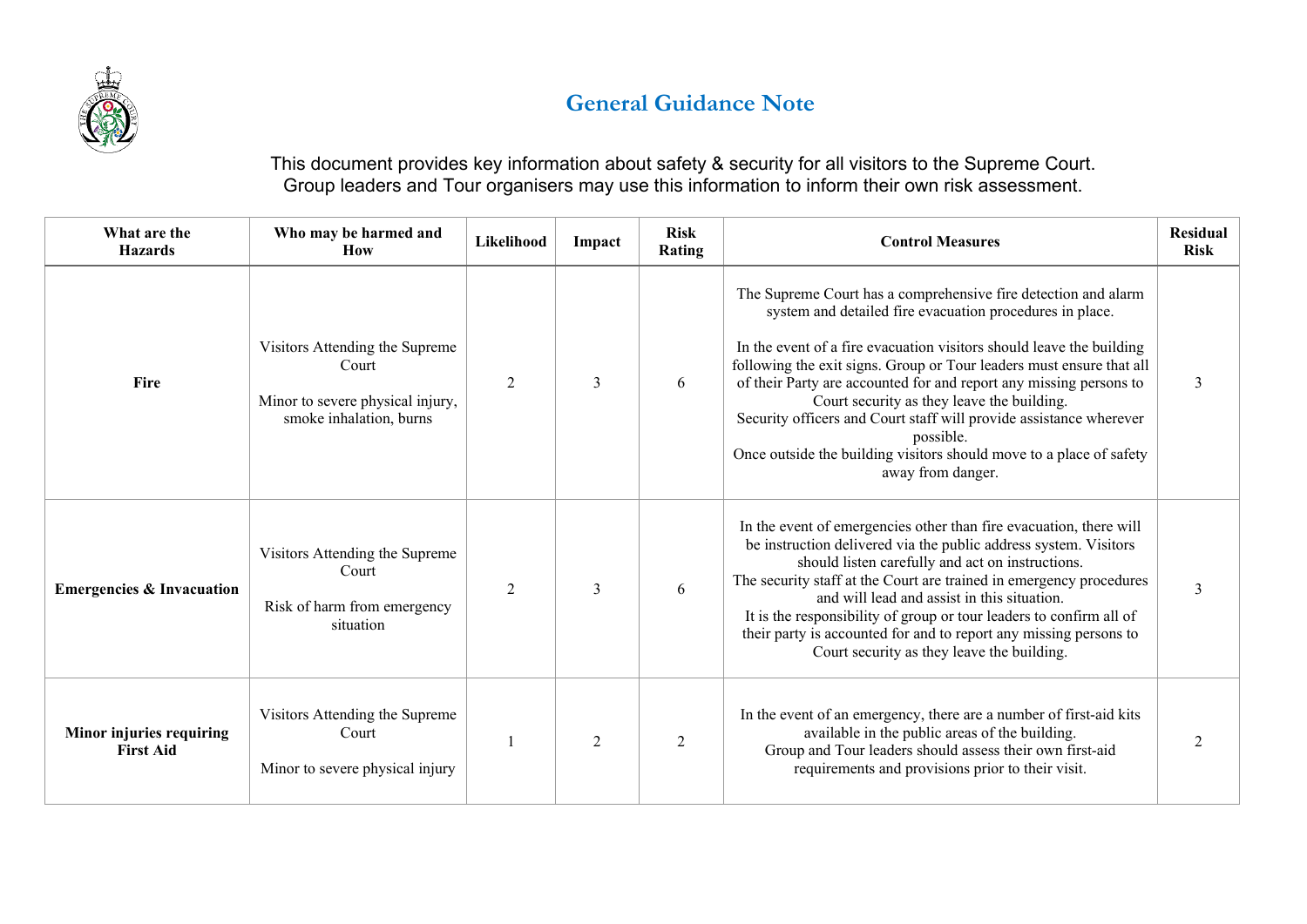# General Guidance Note

This document provides key information about safety & security for all visitors to the Supreme Court.
Group leaders and Tour organisers may use this information to inform their own risk assessment.

| What are the Hazards | Who may be harmed and How | Likelihood | Impact | Risk Rating | Control Measures | Residual Risk |
|---|---|---|---|---|---|---|
| **Fire** | Visitors Attending the Supreme Court<br><br>Minor to severe physical injury, smoke inhalation, burns | 2 | 3 | 6 | The Supreme Court has a comprehensive fire detection and alarm system and detailed fire evacuation procedures in place.<br><br>In the event of a fire evacuation visitors should leave the building following the exit signs. Group or Tour leaders must ensure that all of their Party are accounted for and report any missing persons to Court security as they leave the building.<br>Security officers and Court staff will provide assistance wherever possible.<br>Once outside the building visitors should move to a place of safety away from danger. | 3 |
| **Emergencies & Invacuation** | Visitors Attending the Supreme Court<br><br>Risk of harm from emergency situation | 2 | 3 | 6 | In the event of emergencies other than fire evacuation, there will be instruction delivered via the public address system. Visitors should listen carefully and act on instructions.<br>The security staff at the Court are trained in emergency procedures and will lead and assist in this situation.<br>It is the responsibility of group or tour leaders to confirm all of their party is accounted for and to report any missing persons to Court security as they leave the building. | 3 |
| **Minor injuries requiring First Aid** | Visitors Attending the Supreme Court<br><br>Minor to severe physical injury | 1 | 2 | 2 | In the event of an emergency, there are a number of first-aid kits available in the public areas of the building.<br>Group and Tour leaders should assess their own first-aid requirements and provisions prior to their visit. | 2 |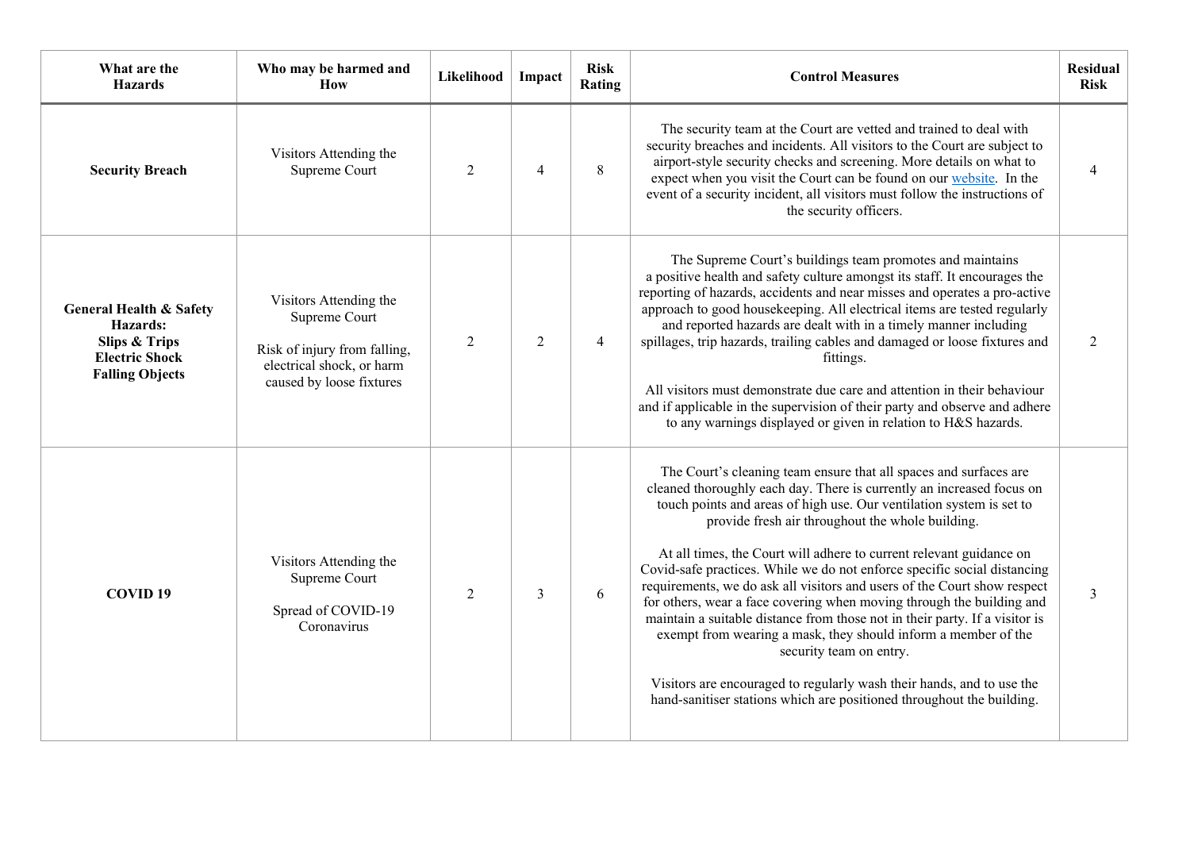| What are the Hazards | Who may be harmed and How | Likelihood | Impact | Risk Rating | Control Measures | Residual Risk |
|---|---|---|---|---|---|---|
| **Security Breach** | Visitors Attending the Supreme Court | 2 | 4 | 8 | The security team at the Court are vetted and trained to deal with security breaches and incidents. All visitors to the Court are subject to airport-style security checks and screening. More details on what to expect when you visit the Court can be found on our website. In the event of a security incident, all visitors must follow the instructions of the security officers. | 4 |
| **General Health & Safety Hazards:** **Slips & Trips** **Electric Shock** **Falling Objects** | Visitors Attending the Supreme Court<br><br>Risk of injury from falling, electrical shock, or harm caused by loose fixtures | 2 | 2 | 4 | The Supreme Court's buildings team promotes and maintains a positive health and safety culture amongst its staff. It encourages the reporting of hazards, accidents and near misses and operates a pro-active approach to good housekeeping. All electrical items are tested regularly and reported hazards are dealt with in a timely manner including spillages, trip hazards, trailing cables and damaged or loose fixtures and fittings.<br><br>All visitors must demonstrate due care and attention in their behaviour and if applicable in the supervision of their party and observe and adhere to any warnings displayed or given in relation to H&S hazards. | 2 |
| **COVID 19** | Visitors Attending the Supreme Court<br><br>Spread of COVID-19 Coronavirus | 2 | 3 | 6 | The Court's cleaning team ensure that all spaces and surfaces are cleaned thoroughly each day. There is currently an increased focus on touch points and areas of high use. Our ventilation system is set to provide fresh air throughout the whole building.<br><br>At all times, the Court will adhere to current relevant guidance on Covid-safe practices. While we do not enforce specific social distancing requirements, we do ask all visitors and users of the Court show respect for others, wear a face covering when moving through the building and maintain a suitable distance from those not in their party. If a visitor is exempt from wearing a mask, they should inform a member of the security team on entry.<br><br>Visitors are encouraged to regularly wash their hands, and to use the hand-sanitiser stations which are positioned throughout the building. | 3 |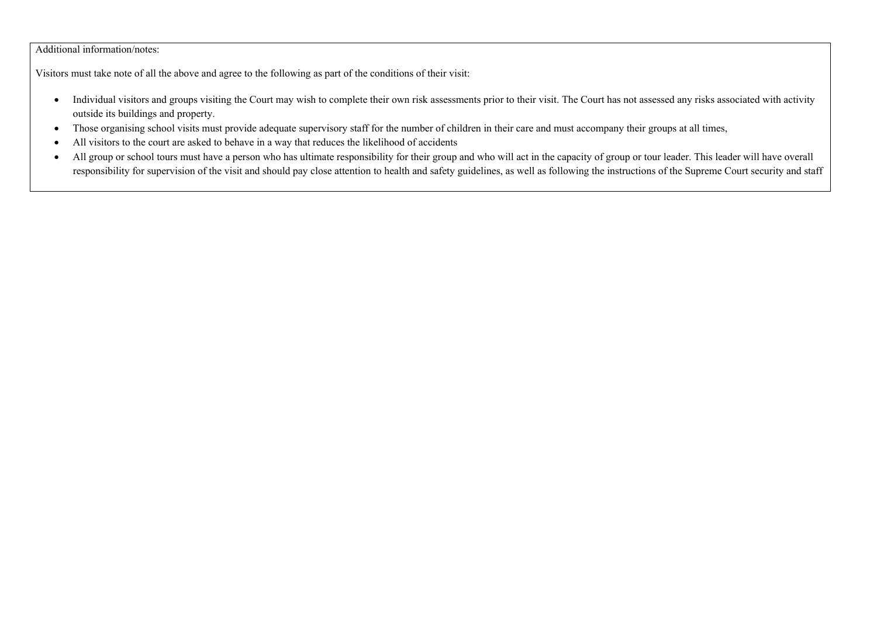Additional information/notes:

Visitors must take note of all the above and agree to the following as part of the conditions of their visit:

- Individual visitors and groups visiting the Court may wish to complete their own risk assessments prior to their visit. The Court has not assessed any risks associated with activity outside its buildings and property.
- Those organising school visits must provide adequate supervisory staff for the number of children in their care and must accompany their groups at all times,
- All visitors to the court are asked to behave in a way that reduces the likelihood of accidents
- All group or school tours must have a person who has ultimate responsibility for their group and who will act in the capacity of group or tour leader. This leader will have overall responsibility for supervision of the visit and should pay close attention to health and safety guidelines, as well as following the instructions of the Supreme Court security and staff